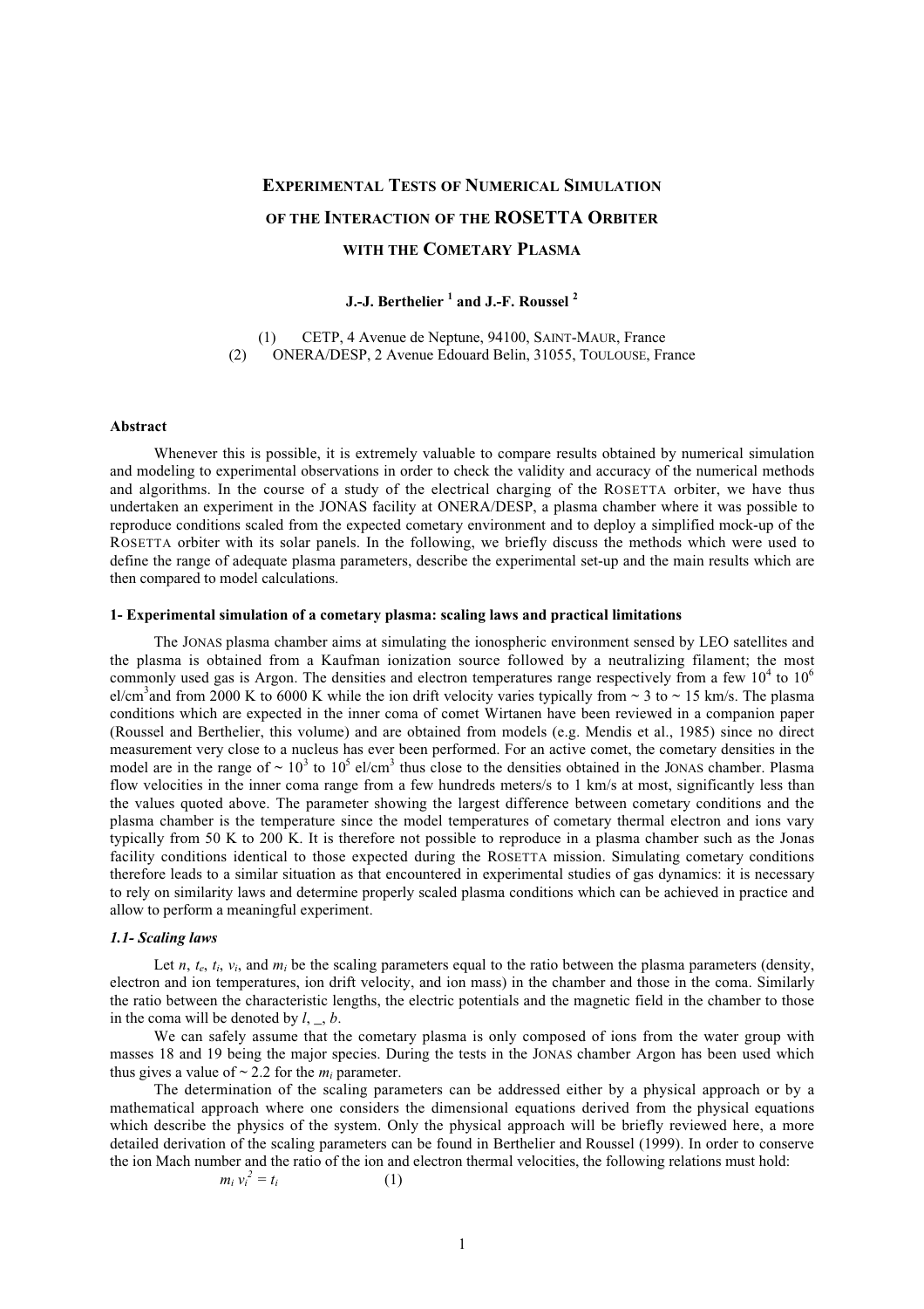# EXPERIMENTAL TESTS OF NUMERICAL SIMULATION OF THE INTERACTION OF THE ROSETTA ORBITER WITH THE COMETARY PLASMA

**J.-J. Berthelier [1] and J.-F. Roussel [2]**

(1) CETP, 4 Avenue de Neptune, 94100, SAINT-MAUR, France
(2) ONERA/DESP, 2 Avenue Edouard Belin, 31055, TOULOUSE, France

**Abstract**

Whenever this is possible, it is extremely valuable to compare results obtained by numerical simulation and modeling to experimental observations in order to check the validity and accuracy of the numerical methods and algorithms. In the course of a study of the electrical charging of the ROSETTA orbiter, we have thus undertaken an experiment in the JONAS facility at ONERA/DESP, a plasma chamber where it was possible to reproduce conditions scaled from the expected cometary environment and to deploy a simplified mock-up of the ROSETTA orbiter with its solar panels. In the following, we briefly discuss the methods which were used to define the range of adequate plasma parameters, describe the experimental set-up and the main results which are then compared to model calculations.

## 1- Experimental simulation of a cometary plasma: scaling laws and practical limitations

The JONAS plasma chamber aims at simulating the ionospheric environment sensed by LEO satellites and the plasma is obtained from a Kaufman ionization source followed by a neutralizing filament; the most commonly used gas is Argon. The densities and electron temperatures range respectively from a few $10^4$ to $10^6$ el/cm$^3$and from 2000 K to 6000 K while the ion drift velocity varies typically from ~ 3 to ~ 15 km/s. The plasma conditions which are expected in the inner coma of comet Wirtanen have been reviewed in a companion paper (Roussel and Berthelier, this volume) and are obtained from models (e.g. Mendis et al., 1985) since no direct measurement very close to a nucleus has ever been performed. For an active comet, the cometary densities in the model are in the range of ~ $10^3$ to $10^5$ el/cm$^3$ thus close to the densities obtained in the JONAS chamber. Plasma flow velocities in the inner coma range from a few hundreds meters/s to 1 km/s at most, significantly less than the values quoted above. The parameter showing the largest difference between cometary conditions and the plasma chamber is the temperature since the model temperatures of cometary thermal electron and ions vary typically from 50 K to 200 K. It is therefore not possible to reproduce in a plasma chamber such as the Jonas facility conditions identical to those expected during the ROSETTA mission. Simulating cometary conditions therefore leads to a similar situation as that encountered in experimental studies of gas dynamics: it is necessary to rely on similarity laws and determine properly scaled plasma conditions which can be achieved in practice and allow to perform a meaningful experiment.

### 1.1- Scaling laws

Let $n$, $t_e$, $t_i$, $v_i$, and $m_i$ be the scaling parameters equal to the ratio between the plasma parameters (density, electron and ion temperatures, ion drift velocity, and ion mass) in the chamber and those in the coma. Similarly the ratio between the characteristic lengths, the electric potentials and the magnetic field in the chamber to those in the coma will be denoted by $l$, _, $b$.

We can safely assume that the cometary plasma is only composed of ions from the water group with masses 18 and 19 being the major species. During the tests in the JONAS chamber Argon has been used which thus gives a value of ~ 2.2 for the $m_i$ parameter.

The determination of the scaling parameters can be addressed either by a physical approach or by a mathematical approach where one considers the dimensional equations derived from the physical equations which describe the physics of the system. Only the physical approach will be briefly reviewed here, a more detailed derivation of the scaling parameters can be found in Berthelier and Roussel (1999). In order to conserve the ion Mach number and the ratio of the ion and electron thermal velocities, the following relations must hold:

$$m_i \, v_i^2 = t_i \qquad (1)$$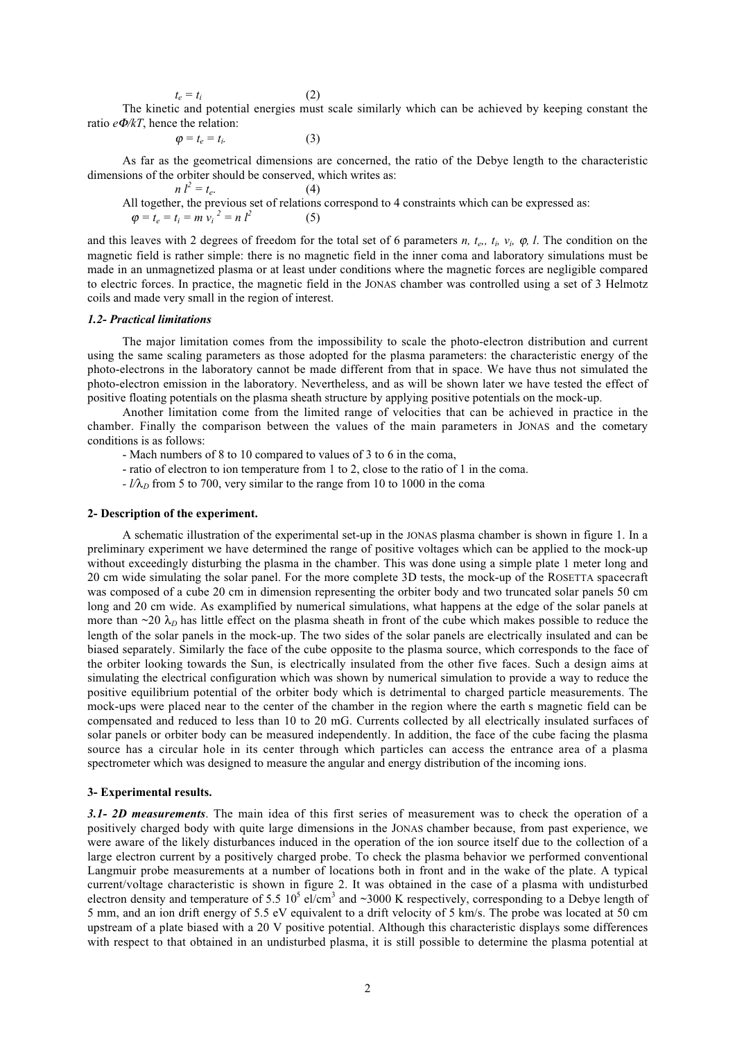$$t_e = t_i \qquad (2)$$

The kinetic and potential energies must scale similarly which can be achieved by keeping constant the ratio $e\Phi/kT$, hence the relation:

$$\varphi = t_e = t_i. \qquad (3)$$

As far as the geometrical dimensions are concerned, the ratio of the Debye length to the characteristic dimensions of the orbiter should be conserved, which writes as:

$$n\, l^2 = t_e. \qquad (4)$$

All together, the previous set of relations correspond to 4 constraints which can be expressed as:

$$\varphi = t_e = t_i = m\, v_i^{\,2} = n\, l^2 \qquad (5)$$

and this leaves with 2 degrees of freedom for the total set of 6 parameters $n$, $t_e$, $t_i$, $v_i$, $\varphi$, $l$. The condition on the magnetic field is rather simple: there is no magnetic field in the inner coma and laboratory simulations must be made in an unmagnetized plasma or at least under conditions where the magnetic forces are negligible compared to electric forces. In practice, the magnetic field in the JONAS chamber was controlled using a set of 3 Helmotz coils and made very small in the region of interest.

### *1.2- Practical limitations*

The major limitation comes from the impossibility to scale the photo-electron distribution and current using the same scaling parameters as those adopted for the plasma parameters: the characteristic energy of the photo-electrons in the laboratory cannot be made different from that in space. We have thus not simulated the photo-electron emission in the laboratory. Nevertheless, and as will be shown later we have tested the effect of positive floating potentials on the plasma sheath structure by applying positive potentials on the mock-up.

Another limitation come from the limited range of velocities that can be achieved in practice in the chamber. Finally the comparison between the values of the main parameters in JONAS and the cometary conditions is as follows:

- Mach numbers of 8 to 10 compared to values of 3 to 6 in the coma,
- ratio of electron to ion temperature from 1 to 2, close to the ratio of 1 in the coma.
- $l/\lambda_D$ from 5 to 700, very similar to the range from 10 to 1000 in the coma

## 2- Description of the experiment.

A schematic illustration of the experimental set-up in the JONAS plasma chamber is shown in figure 1. In a preliminary experiment we have determined the range of positive voltages which can be applied to the mock-up without exceedingly disturbing the plasma in the chamber. This was done using a simple plate 1 meter long and 20 cm wide simulating the solar panel. For the more complete 3D tests, the mock-up of the ROSETTA spacecraft was composed of a cube 20 cm in dimension representing the orbiter body and two truncated solar panels 50 cm long and 20 cm wide. As examplified by numerical simulations, what happens at the edge of the solar panels at more than ~20 $\lambda_D$ has little effect on the plasma sheath in front of the cube which makes possible to reduce the length of the solar panels in the mock-up. The two sides of the solar panels are electrically insulated and can be biased separately. Similarly the face of the cube opposite to the plasma source, which corresponds to the face of the orbiter looking towards the Sun, is electrically insulated from the other five faces. Such a design aims at simulating the electrical configuration which was shown by numerical simulation to provide a way to reduce the positive equilibrium potential of the orbiter body which is detrimental to charged particle measurements. The mock-ups were placed near to the center of the chamber in the region where the earth s magnetic field can be compensated and reduced to less than 10 to 20 mG. Currents collected by all electrically insulated surfaces of solar panels or orbiter body can be measured independently. In addition, the face of the cube facing the plasma source has a circular hole in its center through which particles can access the entrance area of a plasma spectrometer which was designed to measure the angular and energy distribution of the incoming ions.

## 3- Experimental results.

***3.1- 2D measurements***. The main idea of this first series of measurement was to check the operation of a positively charged body with quite large dimensions in the JONAS chamber because, from past experience, we were aware of the likely disturbances induced in the operation of the ion source itself due to the collection of a large electron current by a positively charged probe. To check the plasma behavior we performed conventional Langmuir probe measurements at a number of locations both in front and in the wake of the plate. A typical current/voltage characteristic is shown in figure 2. It was obtained in the case of a plasma with undisturbed electron density and temperature of 5.5 $10^5$ el/cm$^3$ and ~3000 K respectively, corresponding to a Debye length of 5 mm, and an ion drift energy of 5.5 eV equivalent to a drift velocity of 5 km/s. The probe was located at 50 cm upstream of a plate biased with a 20 V positive potential. Although this characteristic displays some differences with respect to that obtained in an undisturbed plasma, it is still possible to determine the plasma potential at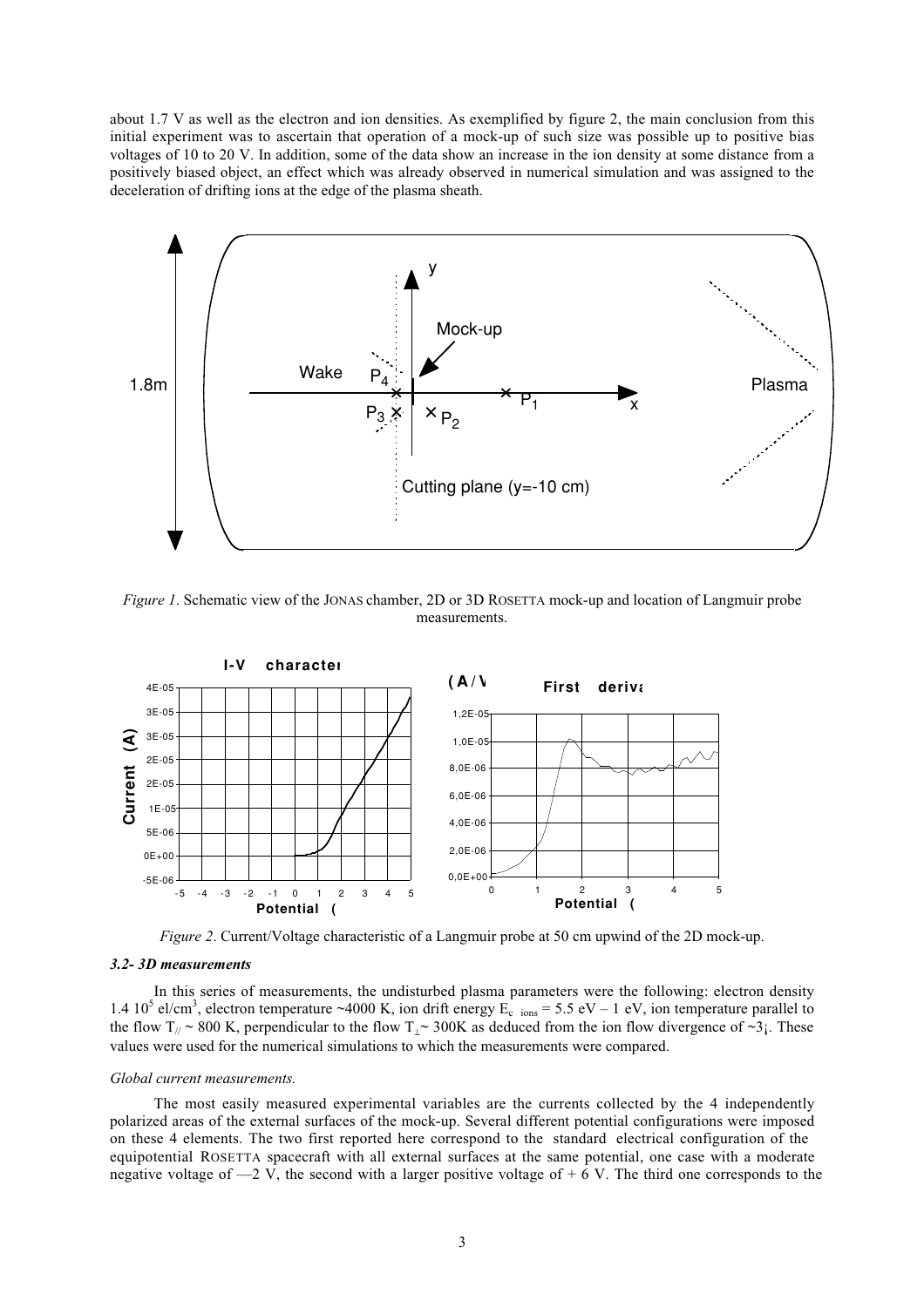about 1.7 V as well as the electron and ion densities. As exemplified by figure 2, the main conclusion from this initial experiment was to ascertain that operation of a mock-up of such size was possible up to positive bias voltages of 10 to 20 V. In addition, some of the data show an increase in the ion density at some distance from a positively biased object, an effect which was already observed in numerical simulation and was assigned to the deceleration of drifting ions at the edge of the plasma sheath.

*Figure 1*. Schematic view of the JONAS chamber, 2D or 3D ROSETTA mock-up and location of Langmuir probe measurements.

*Figure 2*. Current/Voltage characteristic of a Langmuir probe at 50 cm upwind of the 2D mock-up.

### *3.2- 3D measurements*

In this series of measurements, the undisturbed plasma parameters were the following: electron density 1.4 $10^5$ el/cm$^3$, electron temperature ~4000 K, ion drift energy $E_{c\ ions}$ = 5.5 eV – 1 eV, ion temperature parallel to the flow $T_{//}$ ~ 800 K, perpendicular to the flow $T_{\perp}$~ 300K as deduced from the ion flow divergence of ~3¡. These values were used for the numerical simulations to which the measurements were compared.

*Global current measurements.*

The most easily measured experimental variables are the currents collected by the 4 independently polarized areas of the external surfaces of the mock-up. Several different potential configurations were imposed on these 4 elements. The two first reported here correspond to the standard electrical configuration of the equipotential ROSETTA spacecraft with all external surfaces at the same potential, one case with a moderate negative voltage of —2 V, the second with a larger positive voltage of + 6 V. The third one corresponds to the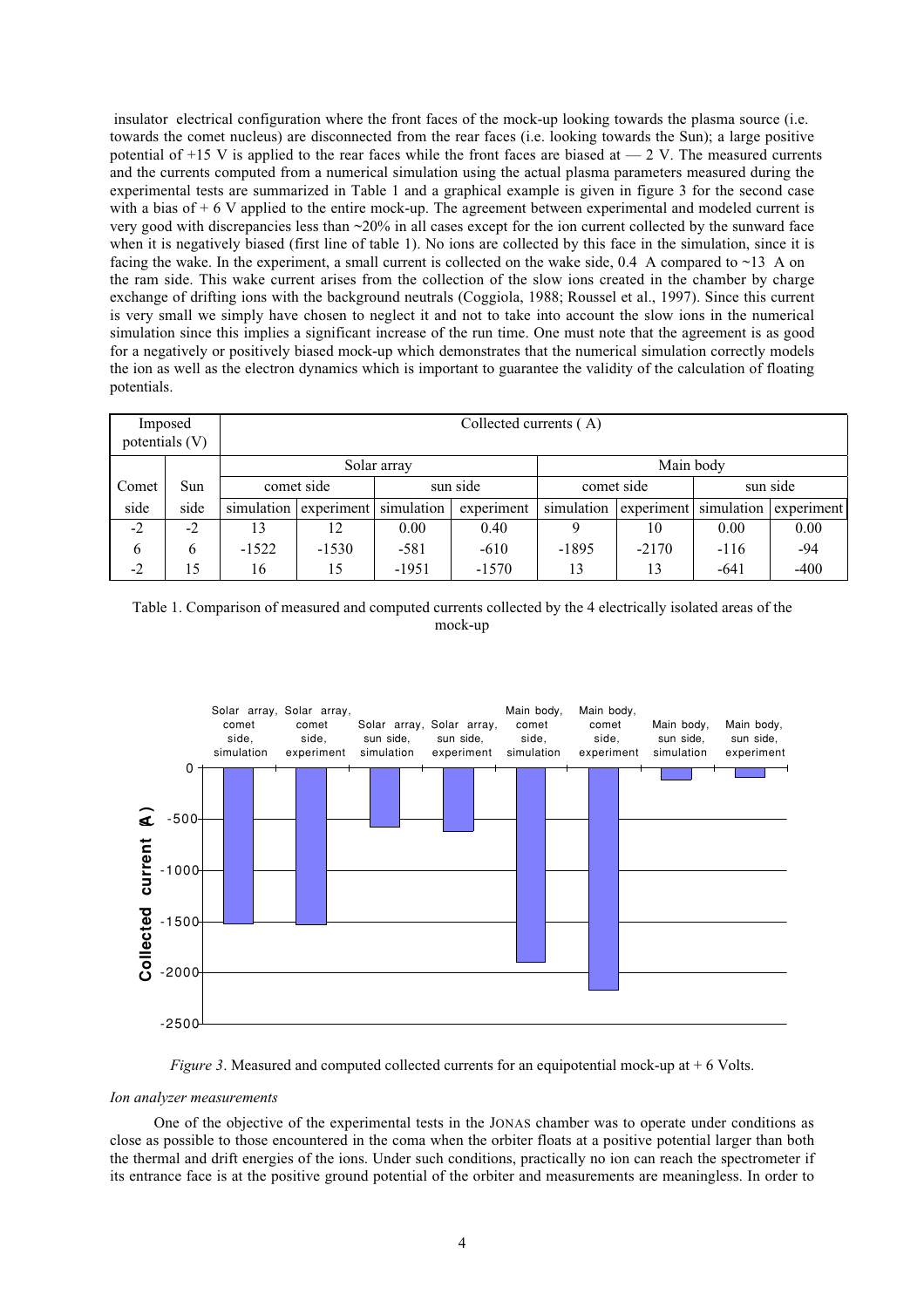insulator electrical configuration where the front faces of the mock-up looking towards the plasma source (i.e. towards the comet nucleus) are disconnected from the rear faces (i.e. looking towards the Sun); a large positive potential of +15 V is applied to the rear faces while the front faces are biased at — 2 V. The measured currents and the currents computed from a numerical simulation using the actual plasma parameters measured during the experimental tests are summarized in Table 1 and a graphical example is given in figure 3 for the second case with a bias of + 6 V applied to the entire mock-up. The agreement between experimental and modeled current is very good with discrepancies less than ~20% in all cases except for the ion current collected by the sunward face when it is negatively biased (first line of table 1). No ions are collected by this face in the simulation, since it is facing the wake. In the experiment, a small current is collected on the wake side, 0.4  A compared to ~13  A on the ram side. This wake current arises from the collection of the slow ions created in the chamber by charge exchange of drifting ions with the background neutrals (Coggiola, 1988; Roussel et al., 1997). Since this current is very small we simply have chosen to neglect it and not to take into account the slow ions in the numerical simulation since this implies a significant increase of the run time. One must note that the agreement is as good for a negatively or positively biased mock-up which demonstrates that the numerical simulation correctly models the ion as well as the electron dynamics which is important to guarantee the validity of the calculation of floating potentials.

| Imposed potentials (V) | | Collected currents ( A) | | | | | | | |
|---|---|---|---|---|---|---|---|---|---|
| | | Solar array | | | | Main body | | | |
| Comet | Sun | comet side | | sun side | | comet side | | sun side | |
| side | side | simulation | experiment | simulation | experiment | simulation | experiment | simulation | experiment |
| -2 | -2 | 13 | 12 | 0.00 | 0.40 | 9 | 10 | 0.00 | 0.00 |
| 6 | 6 | -1522 | -1530 | -581 | -610 | -1895 | -2170 | -116 | -94 |
| -2 | 15 | 16 | 15 | -1951 | -1570 | 13 | 13 | -641 | -400 |

Table 1. Comparison of measured and computed currents collected by the 4 electrically isolated areas of the mock-up

*Figure 3*. Measured and computed collected currents for an equipotential mock-up at + 6 Volts.

*Ion analyzer measurements*

One of the objective of the experimental tests in the JONAS chamber was to operate under conditions as close as possible to those encountered in the coma when the orbiter floats at a positive potential larger than both the thermal and drift energies of the ions. Under such conditions, practically no ion can reach the spectrometer if its entrance face is at the positive ground potential of the orbiter and measurements are meaningless. In order to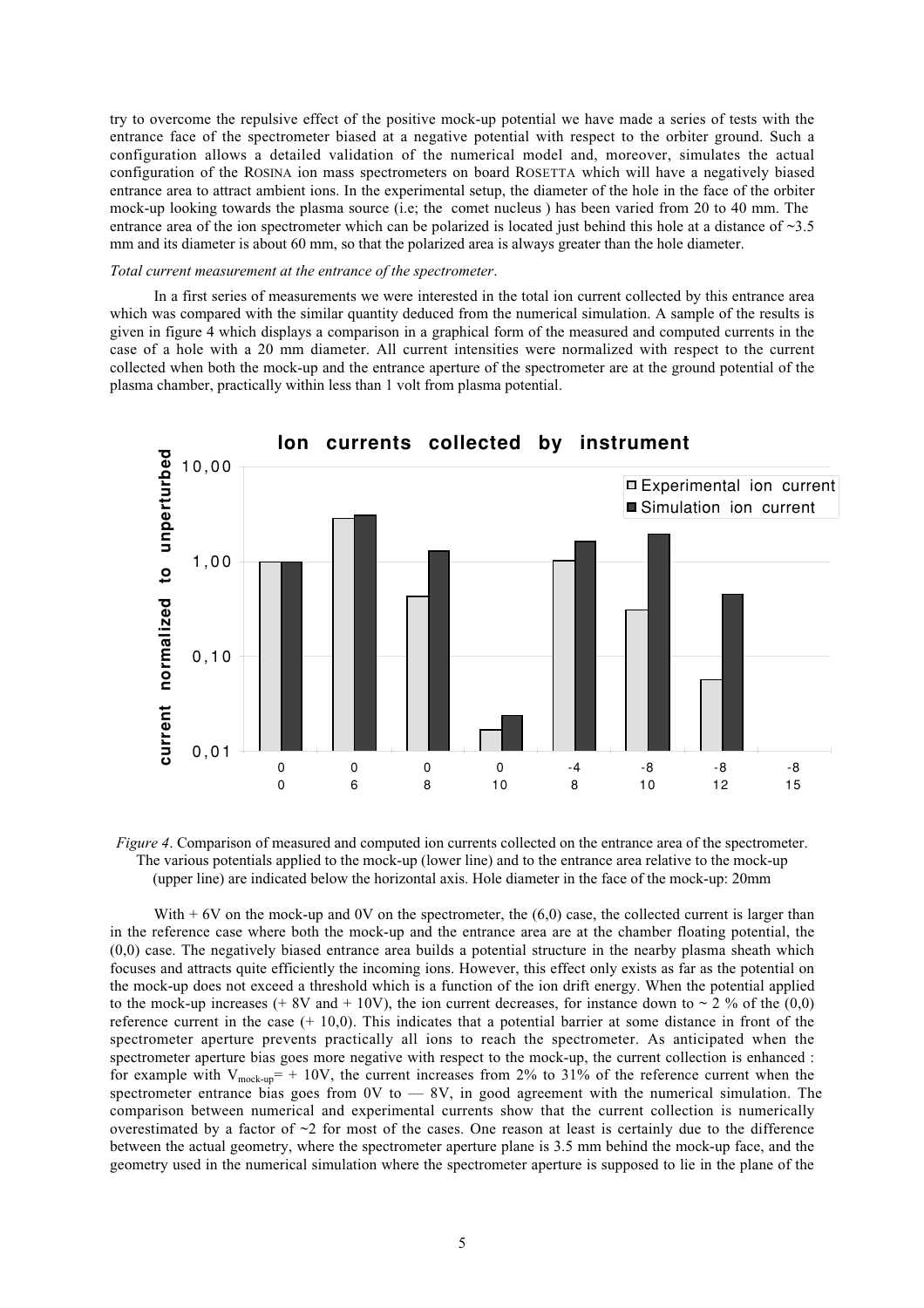try to overcome the repulsive effect of the positive mock-up potential we have made a series of tests with the entrance face of the spectrometer biased at a negative potential with respect to the orbiter ground. Such a configuration allows a detailed validation of the numerical model and, moreover, simulates the actual configuration of the ROSINA ion mass spectrometers on board ROSETTA which will have a negatively biased entrance area to attract ambient ions. In the experimental setup, the diameter of the hole in the face of the orbiter mock-up looking towards the plasma source (i.e; the comet nucleus ) has been varied from 20 to 40 mm. The entrance area of the ion spectrometer which can be polarized is located just behind this hole at a distance of ~3.5 mm and its diameter is about 60 mm, so that the polarized area is always greater than the hole diameter.

*Total current measurement at the entrance of the spectrometer*.

In a first series of measurements we were interested in the total ion current collected by this entrance area which was compared with the similar quantity deduced from the numerical simulation. A sample of the results is given in figure 4 which displays a comparison in a graphical form of the measured and computed currents in the case of a hole with a 20 mm diameter. All current intensities were normalized with respect to the current collected when both the mock-up and the entrance aperture of the spectrometer are at the ground potential of the plasma chamber, practically within less than 1 volt from plasma potential.

*Figure 4*. Comparison of measured and computed ion currents collected on the entrance area of the spectrometer. The various potentials applied to the mock-up (lower line) and to the entrance area relative to the mock-up (upper line) are indicated below the horizontal axis. Hole diameter in the face of the mock-up: 20mm

With + 6V on the mock-up and 0V on the spectrometer, the (6,0) case, the collected current is larger than in the reference case where both the mock-up and the entrance area are at the chamber floating potential, the (0,0) case. The negatively biased entrance area builds a potential structure in the nearby plasma sheath which focuses and attracts quite efficiently the incoming ions. However, this effect only exists as far as the potential on the mock-up does not exceed a threshold which is a function of the ion drift energy. When the potential applied to the mock-up increases (+ 8V and + 10V), the ion current decreases, for instance down to ~ 2 % of the (0,0) reference current in the case (+ 10,0). This indicates that a potential barrier at some distance in front of the spectrometer aperture prevents practically all ions to reach the spectrometer. As anticipated when the spectrometer aperture bias goes more negative with respect to the mock-up, the current collection is enhanced : for example with $V_{mock\text{-}up}$= + 10V, the current increases from 2% to 31% of the reference current when the spectrometer entrance bias goes from 0V to — 8V, in good agreement with the numerical simulation. The comparison between numerical and experimental currents show that the current collection is numerically overestimated by a factor of ~2 for most of the cases. One reason at least is certainly due to the difference between the actual geometry, where the spectrometer aperture plane is 3.5 mm behind the mock-up face, and the geometry used in the numerical simulation where the spectrometer aperture is supposed to lie in the plane of the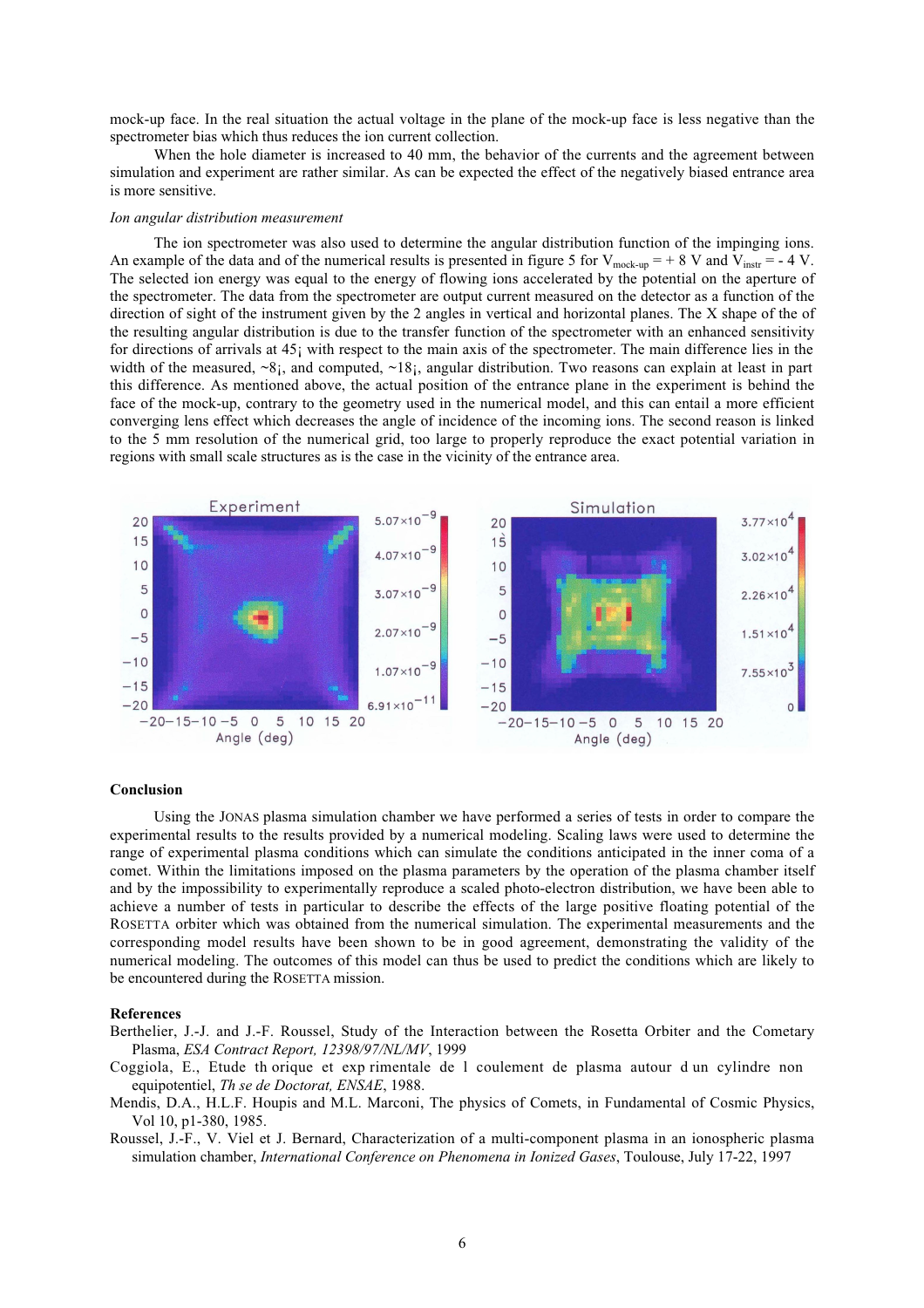mock-up face. In the real situation the actual voltage in the plane of the mock-up face is less negative than the spectrometer bias which thus reduces the ion current collection.

When the hole diameter is increased to 40 mm, the behavior of the currents and the agreement between simulation and experiment are rather similar. As can be expected the effect of the negatively biased entrance area is more sensitive.

*Ion angular distribution measurement*

The ion spectrometer was also used to determine the angular distribution function of the impinging ions. An example of the data and of the numerical results is presented in figure 5 for $V_{mock-up}$ = + 8 V and $V_{instr}$ = - 4 V. The selected ion energy was equal to the energy of flowing ions accelerated by the potential on the aperture of the spectrometer. The data from the spectrometer are output current measured on the detector as a function of the direction of sight of the instrument given by the 2 angles in vertical and horizontal planes. The X shape of the of the resulting angular distribution is due to the transfer function of the spectrometer with an enhanced sensitivity for directions of arrivals at 45¡ with respect to the main axis of the spectrometer. The main difference lies in the width of the measured, ~8¡, and computed, ~18¡, angular distribution. Two reasons can explain at least in part this difference. As mentioned above, the actual position of the entrance plane in the experiment is behind the face of the mock-up, contrary to the geometry used in the numerical model, and this can entail a more efficient converging lens effect which decreases the angle of incidence of the incoming ions. The second reason is linked to the 5 mm resolution of the numerical grid, too large to properly reproduce the exact potential variation in regions with small scale structures as is the case in the vicinity of the entrance area.

Experiment
20
15
10
5
0
−5
−10
−15
−20
−20 −15 −10 −5 0 5 10 15 20
Angle (deg)
5.07×10^−9
4.07×10^−9
3.07×10^−9
2.07×10^−9
1.07×10^−9
6.91×10^−11

Simulation
20
15
10
5
0
−5
−10
−15
−20
−20 −15 −10 −5 0 5 10 15 20
Angle (deg)
3.77×10^4
3.02×10^4
2.26×10^4
1.51×10^4
7.55×10^3
0

**Conclusion**

Using the JONAS plasma simulation chamber we have performed a series of tests in order to compare the experimental results to the results provided by a numerical modeling. Scaling laws were used to determine the range of experimental plasma conditions which can simulate the conditions anticipated in the inner coma of a comet. Within the limitations imposed on the plasma parameters by the operation of the plasma chamber itself and by the impossibility to experimentally reproduce a scaled photo-electron distribution, we have been able to achieve a number of tests in particular to describe the effects of the large positive floating potential of the ROSETTA orbiter which was obtained from the numerical simulation. The experimental measurements and the corresponding model results have been shown to be in good agreement, demonstrating the validity of the numerical modeling. The outcomes of this model can thus be used to predict the conditions which are likely to be encountered during the ROSETTA mission.

**References**

Berthelier, J.-J. and J.-F. Roussel, Study of the Interaction between the Rosetta Orbiter and the Cometary Plasma, *ESA Contract Report, 12398/97/NL/MV*, 1999

Coggiola, E., Etude th orique et exp rimentale de l coulement de plasma autour d un cylindre non equipotentiel, *Th se de Doctorat, ENSAE*, 1988.

Mendis, D.A., H.L.F. Houpis and M.L. Marconi, The physics of Comets, in Fundamental of Cosmic Physics, Vol 10, p1-380, 1985.

Roussel, J.-F., V. Viel et J. Bernard, Characterization of a multi-component plasma in an ionospheric plasma simulation chamber, *International Conference on Phenomena in Ionized Gases*, Toulouse, July 17-22, 1997